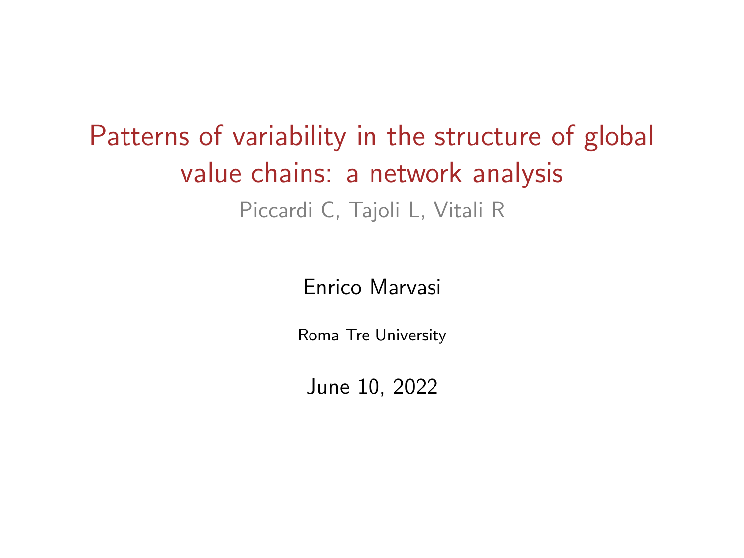# Patterns of variability in the structure of global value chains: a network analysis

Piccardi C, Tajoli L, Vitali R

Enrico Marvasi

Roma Tre University

June 10, 2022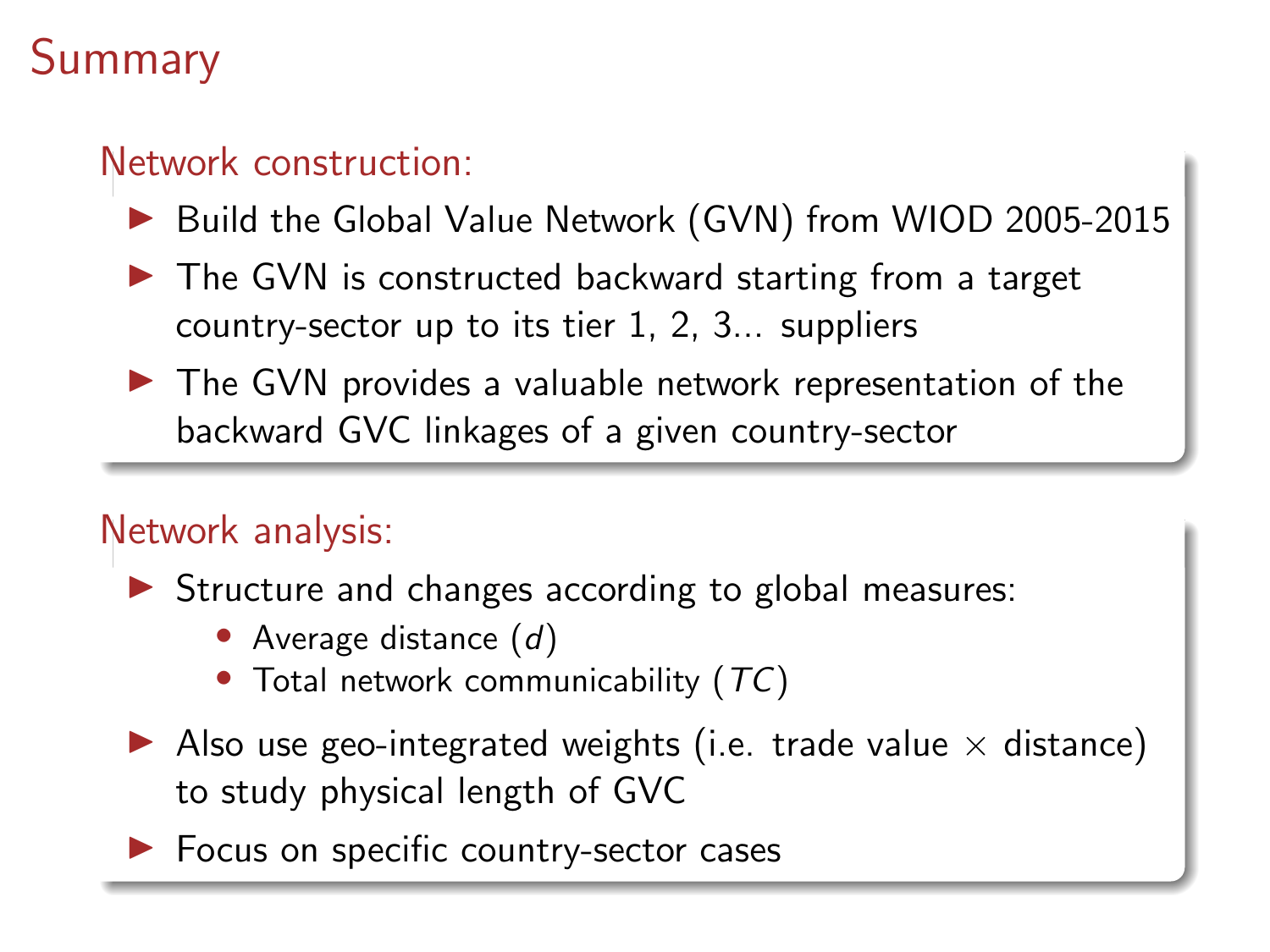# Summary

## Network construction:

- Build the Global Value Network (GVN) from WIOD 2005-2015
- The GVN is constructed backward starting from a target country-sector up to its tier 1, 2, 3... suppliers
- The GVN provides a valuable network representation of the backward GVC linkages of a given country-sector

## Network analysis:

- Structure and changes according to global measures:
  - Average distance ($d$)
  - Total network communicability ($TC$)
- Also use geo-integrated weights (i.e. trade value $\times$ distance) to study physical length of GVC
- Focus on specific country-sector cases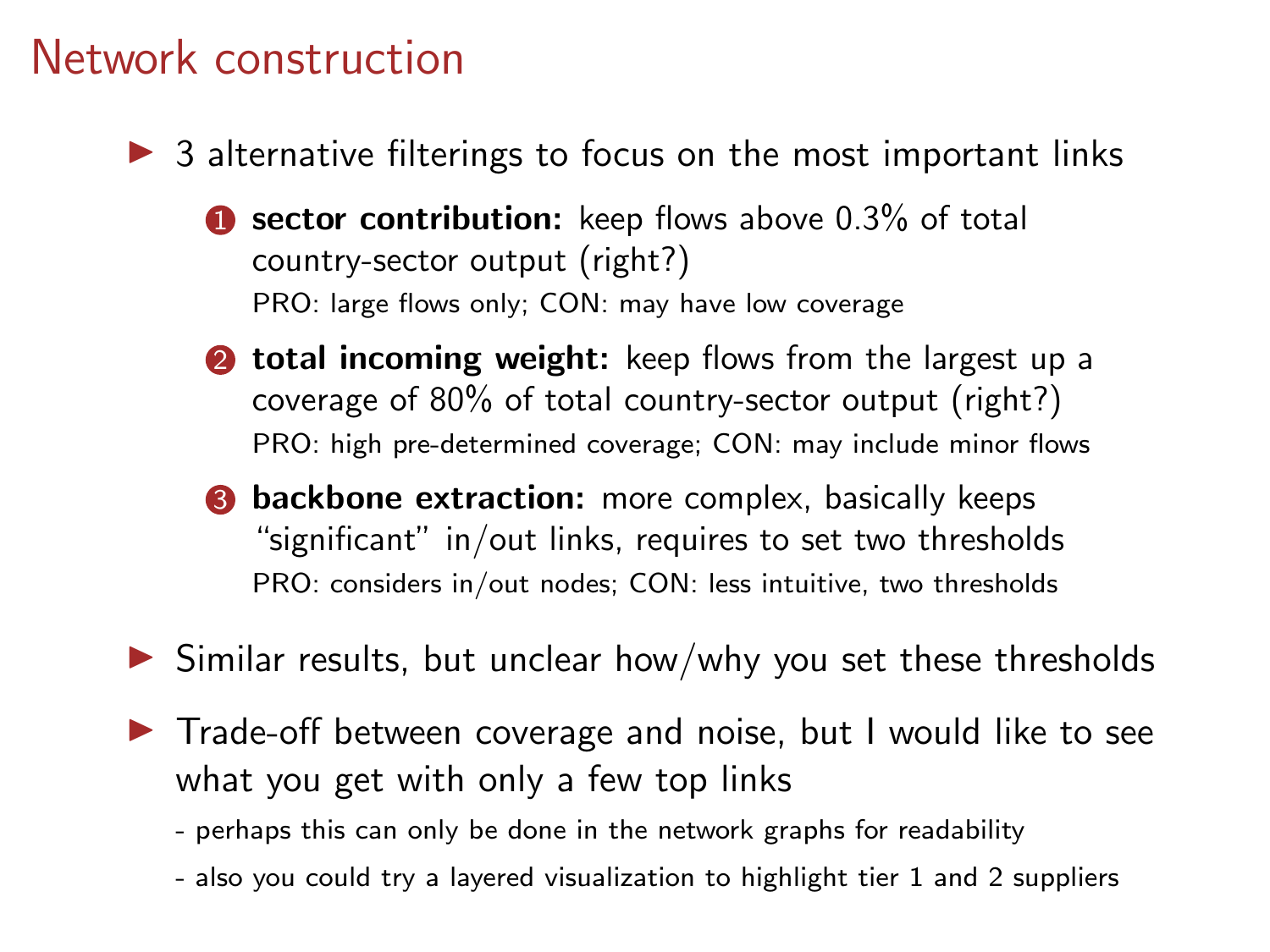# Network construction

- 3 alternative filterings to focus on the most important links
  1. **sector contribution:** keep flows above 0.3% of total country-sector output (right?)
     PRO: large flows only; CON: may have low coverage
  2. **total incoming weight:** keep flows from the largest up a coverage of 80% of total country-sector output (right?)
     PRO: high pre-determined coverage; CON: may include minor flows
  3. **backbone extraction:** more complex, basically keeps "significant" in/out links, requires to set two thresholds
     PRO: considers in/out nodes; CON: less intuitive, two thresholds
- Similar results, but unclear how/why you set these thresholds
- Trade-off between coverage and noise, but I would like to see what you get with only a few top links
  - perhaps this can only be done in the network graphs for readability
  - also you could try a layered visualization to highlight tier 1 and 2 suppliers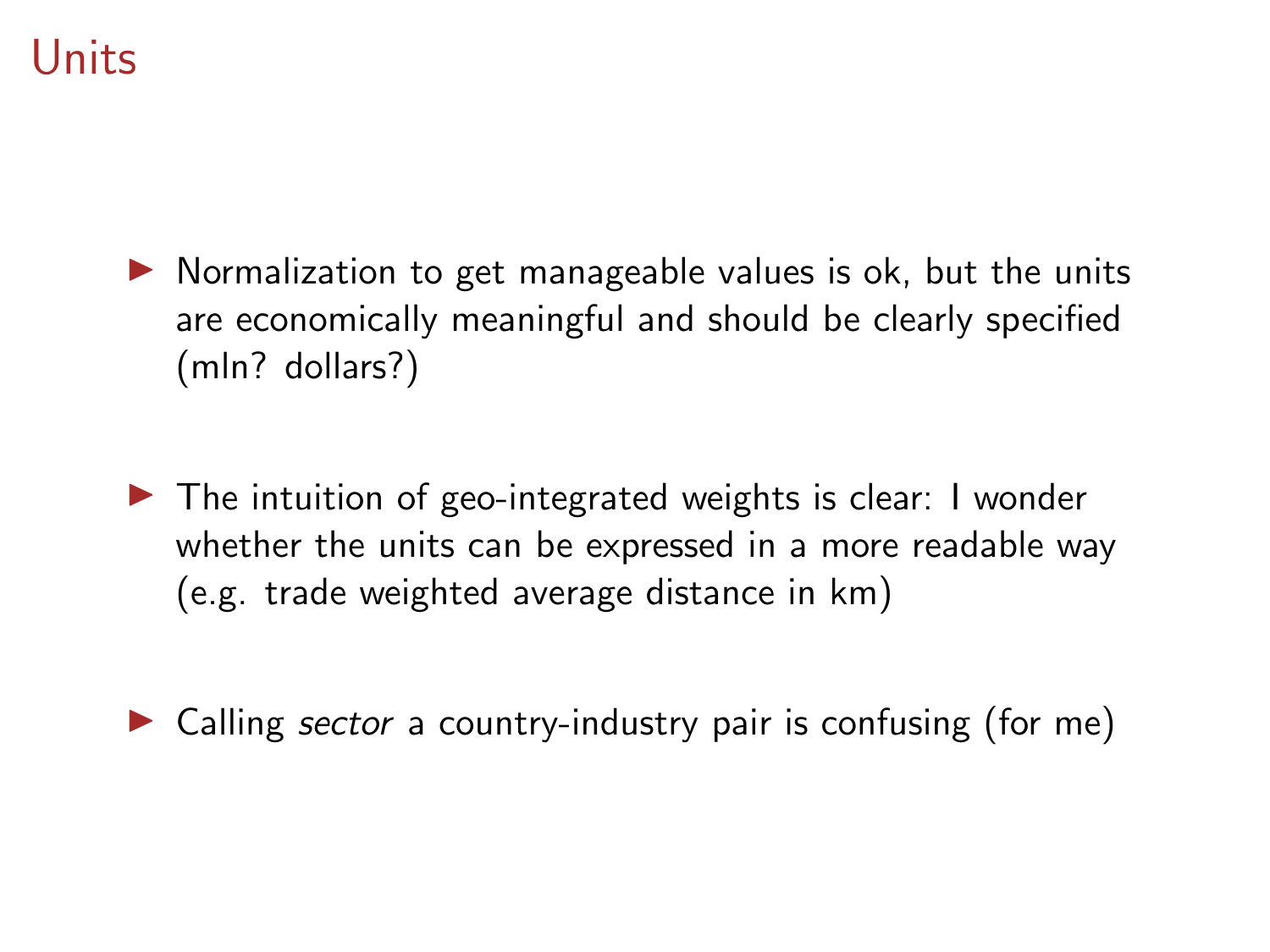# Units

- Normalization to get manageable values is ok, but the units are economically meaningful and should be clearly specified (mln? dollars?)

- The intuition of geo-integrated weights is clear: I wonder whether the units can be expressed in a more readable way (e.g. trade weighted average distance in km)

- Calling *sector* a country-industry pair is confusing (for me)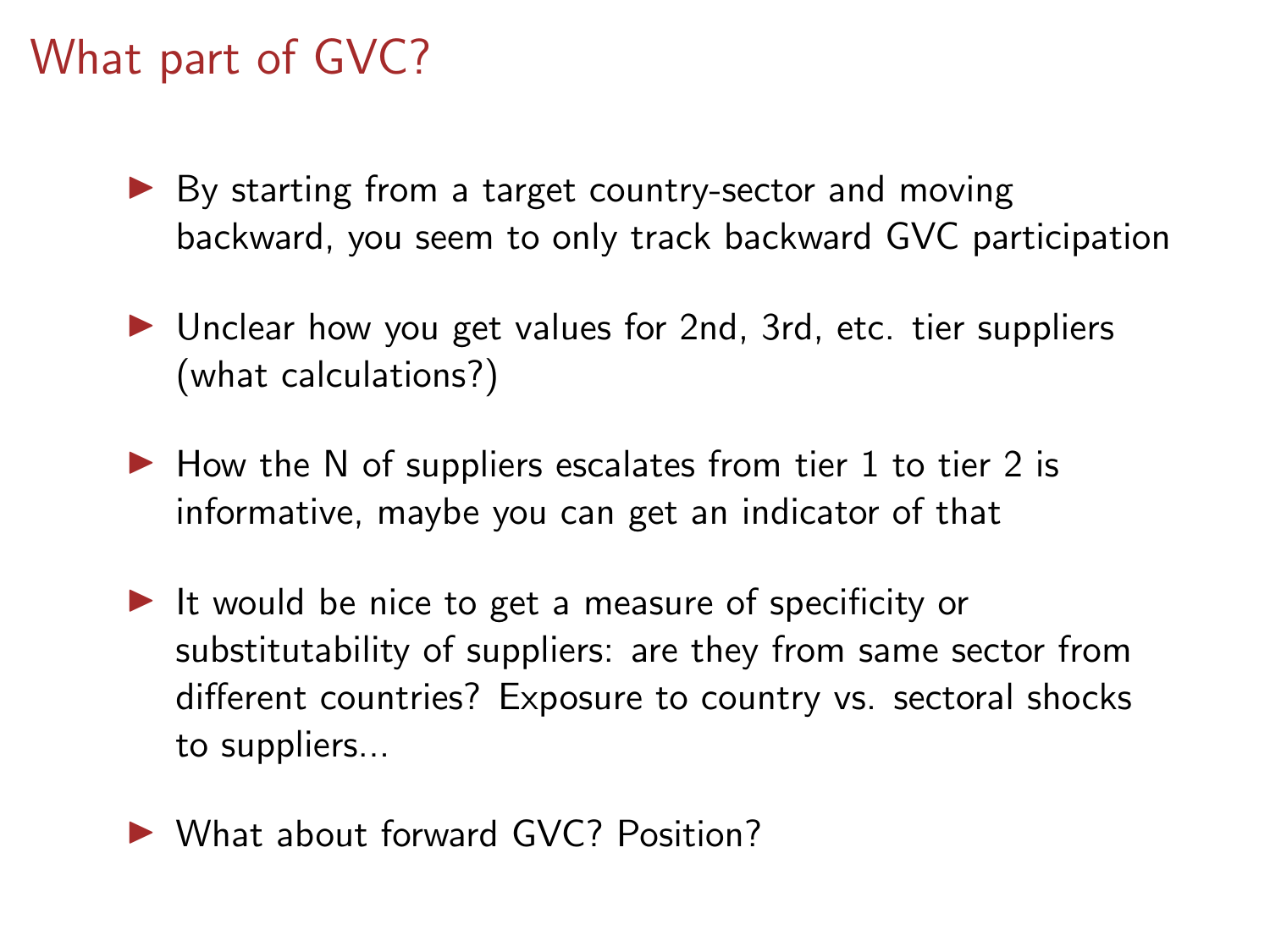# What part of GVC?

- By starting from a target country-sector and moving backward, you seem to only track backward GVC participation
- Unclear how you get values for 2nd, 3rd, etc. tier suppliers (what calculations?)
- How the N of suppliers escalates from tier 1 to tier 2 is informative, maybe you can get an indicator of that
- It would be nice to get a measure of specificity or substitutability of suppliers: are they from same sector from different countries? Exposure to country vs. sectoral shocks to suppliers...
- What about forward GVC? Position?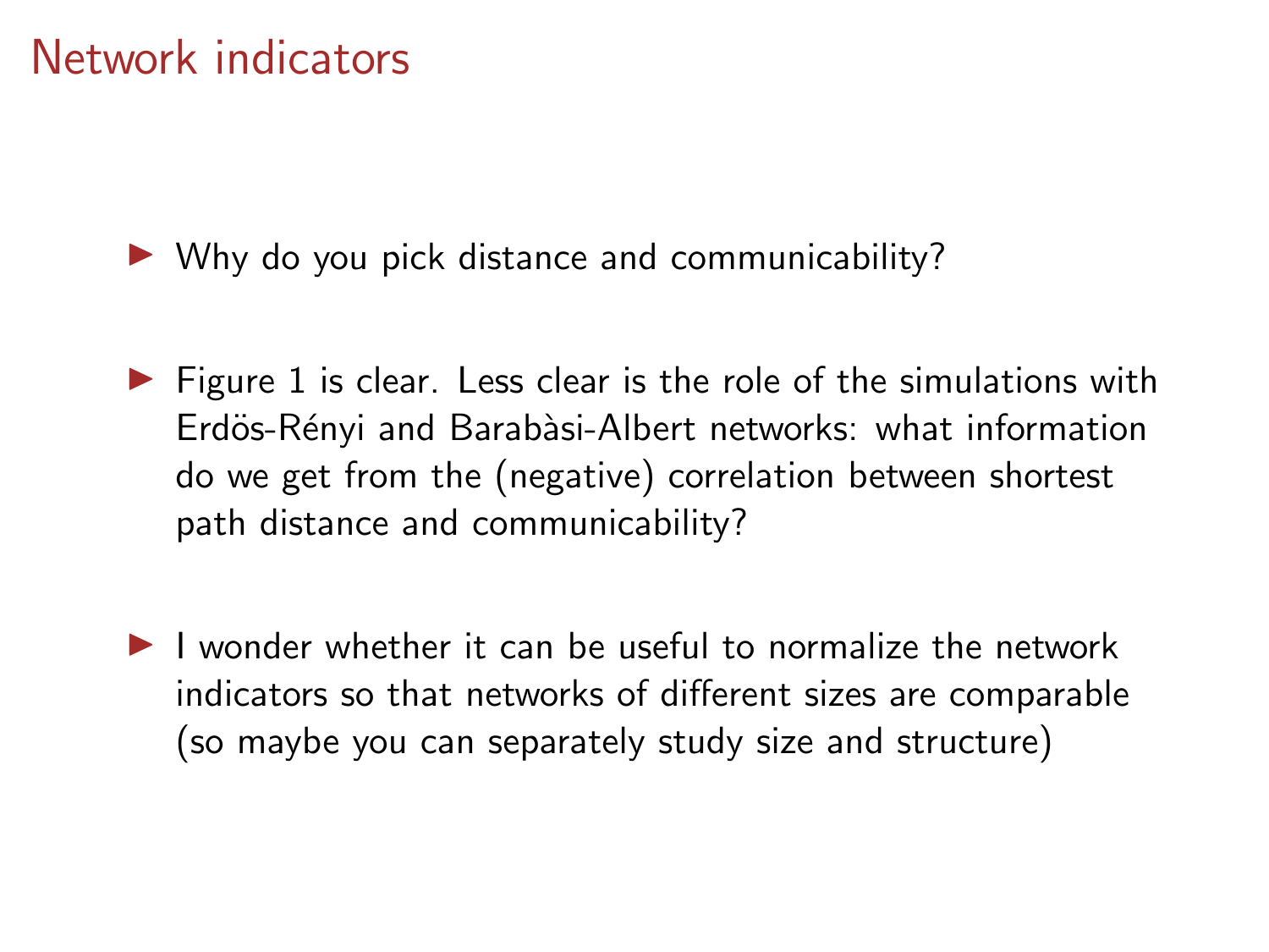# Network indicators

- Why do you pick distance and communicability?
- Figure 1 is clear. Less clear is the role of the simulations with Erdös-Rényi and Barabàsi-Albert networks: what information do we get from the (negative) correlation between shortest path distance and communicability?
- I wonder whether it can be useful to normalize the network indicators so that networks of different sizes are comparable (so maybe you can separately study size and structure)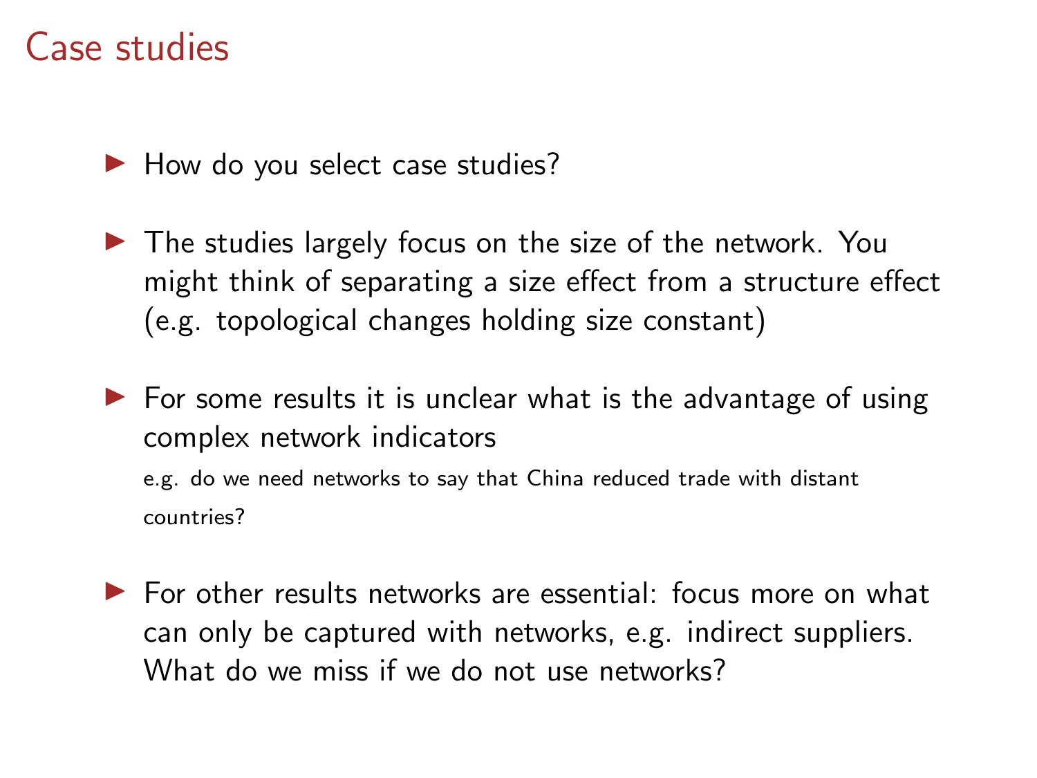# Case studies

- How do you select case studies?
- The studies largely focus on the size of the network. You might think of separating a size effect from a structure effect (e.g. topological changes holding size constant)
- For some results it is unclear what is the advantage of using complex network indicators

  e.g. do we need networks to say that China reduced trade with distant countries?
- For other results networks are essential: focus more on what can only be captured with networks, e.g. indirect suppliers. What do we miss if we do not use networks?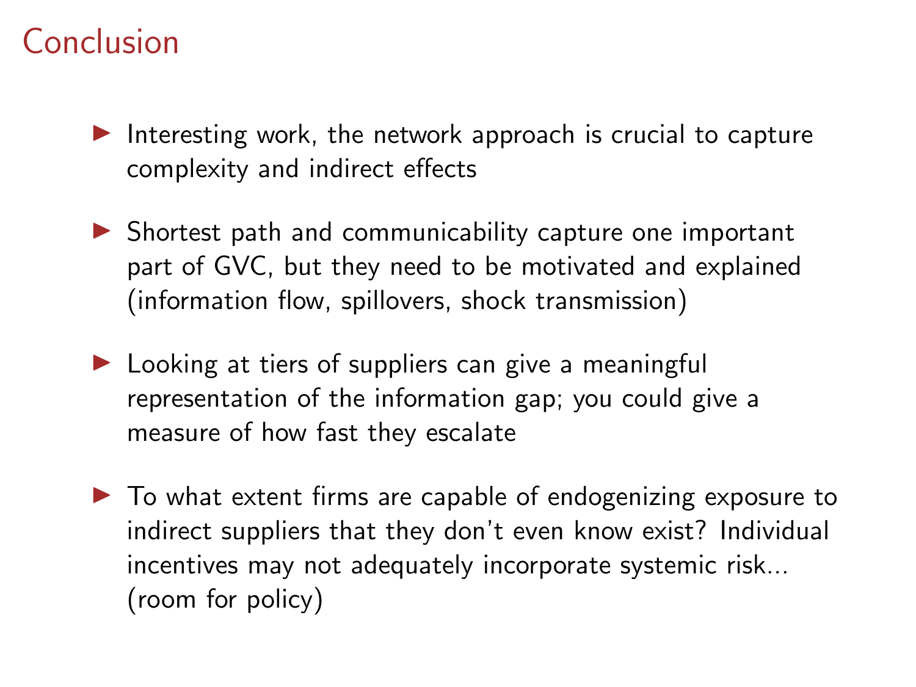# Conclusion

- Interesting work, the network approach is crucial to capture complexity and indirect effects
- Shortest path and communicability capture one important part of GVC, but they need to be motivated and explained (information flow, spillovers, shock transmission)
- Looking at tiers of suppliers can give a meaningful representation of the information gap; you could give a measure of how fast they escalate
- To what extent firms are capable of endogenizing exposure to indirect suppliers that they don't even know exist? Individual incentives may not adequately incorporate systemic risk... (room for policy)